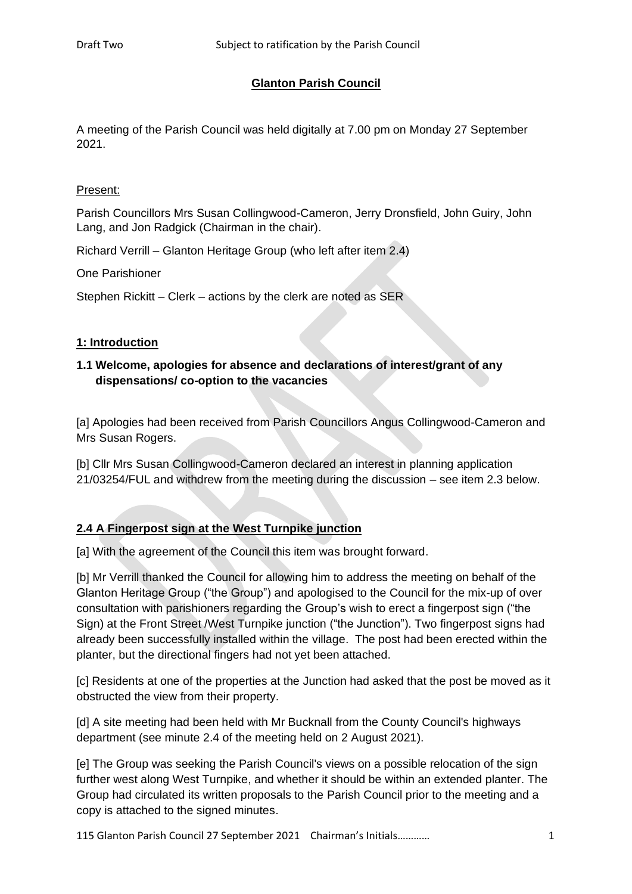Draft Two Subject to ratification by the Parish Council

# Glanton Parish Council

A meeting of the Parish Council was held digitally at 7.00 pm on Monday 27 September 2021.

Present:

Parish Councillors Mrs Susan Collingwood-Cameron, Jerry Dronsfield, John Guiry, John Lang, and Jon Radgick (Chairman in the chair).

Richard Verrill – Glanton Heritage Group (who left after item 2.4)

One Parishioner

Stephen Rickitt – Clerk – actions by the clerk are noted as SER

## 1: Introduction

### 1.1 Welcome, apologies for absence and declarations of interest/grant of any dispensations/ co-option to the vacancies

[a] Apologies had been received from Parish Councillors Angus Collingwood-Cameron and Mrs Susan Rogers.

[b] Cllr Mrs Susan Collingwood-Cameron declared an interest in planning application 21/03254/FUL and withdrew from the meeting during the discussion – see item 2.3 below.

## 2.4 A Fingerpost sign at the West Turnpike junction

[a] With the agreement of the Council this item was brought forward.

[b] Mr Verrill thanked the Council for allowing him to address the meeting on behalf of the Glanton Heritage Group ("the Group") and apologised to the Council for the mix-up of over consultation with parishioners regarding the Group's wish to erect a fingerpost sign ("the Sign) at the Front Street /West Turnpike junction ("the Junction"). Two fingerpost signs had already been successfully installed within the village. The post had been erected within the planter, but the directional fingers had not yet been attached.

[c] Residents at one of the properties at the Junction had asked that the post be moved as it obstructed the view from their property.

[d] A site meeting had been held with Mr Bucknall from the County Council's highways department (see minute 2.4 of the meeting held on 2 August 2021).

[e] The Group was seeking the Parish Council's views on a possible relocation of the sign further west along West Turnpike, and whether it should be within an extended planter. The Group had circulated its written proposals to the Parish Council prior to the meeting and a copy is attached to the signed minutes.

115 Glanton Parish Council 27 September 2021 Chairman's Initials…………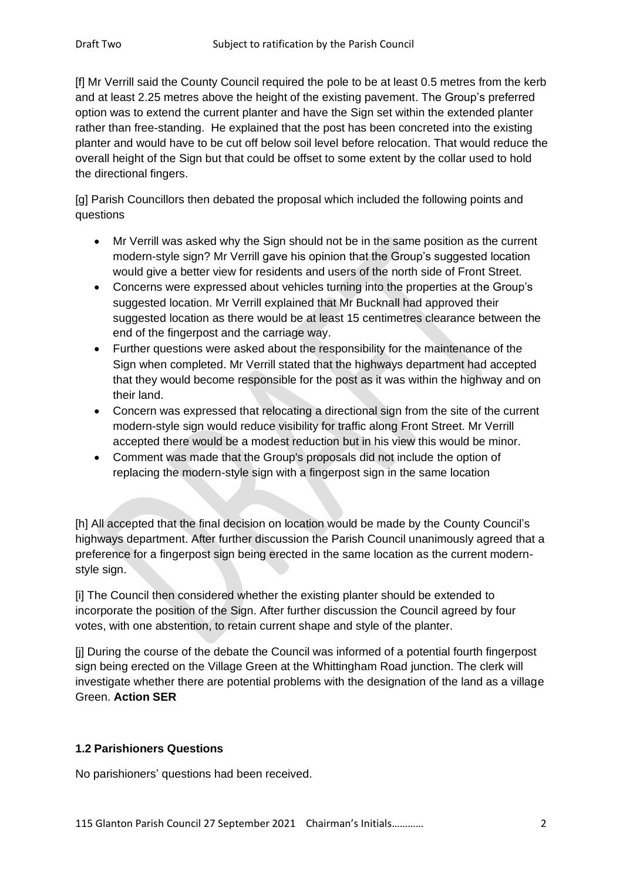[f] Mr Verrill said the County Council required the pole to be at least 0.5 metres from the kerb and at least 2.25 metres above the height of the existing pavement. The Group's preferred option was to extend the current planter and have the Sign set within the extended planter rather than free-standing. He explained that the post has been concreted into the existing planter and would have to be cut off below soil level before relocation. That would reduce the overall height of the Sign but that could be offset to some extent by the collar used to hold the directional fingers.

[g] Parish Councillors then debated the proposal which included the following points and questions

- Mr Verrill was asked why the Sign should not be in the same position as the current modern-style sign? Mr Verrill gave his opinion that the Group's suggested location would give a better view for residents and users of the north side of Front Street.
- Concerns were expressed about vehicles turning into the properties at the Group's suggested location. Mr Verrill explained that Mr Bucknall had approved their suggested location as there would be at least 15 centimetres clearance between the end of the fingerpost and the carriage way.
- Further questions were asked about the responsibility for the maintenance of the Sign when completed. Mr Verrill stated that the highways department had accepted that they would become responsible for the post as it was within the highway and on their land.
- Concern was expressed that relocating a directional sign from the site of the current modern-style sign would reduce visibility for traffic along Front Street. Mr Verrill accepted there would be a modest reduction but in his view this would be minor.
- Comment was made that the Group's proposals did not include the option of replacing the modern-style sign with a fingerpost sign in the same location

[h] All accepted that the final decision on location would be made by the County Council's highways department. After further discussion the Parish Council unanimously agreed that a preference for a fingerpost sign being erected in the same location as the current modern-style sign.

[i] The Council then considered whether the existing planter should be extended to incorporate the position of the Sign. After further discussion the Council agreed by four votes, with one abstention, to retain current shape and style of the planter.

[j] During the course of the debate the Council was informed of a potential fourth fingerpost sign being erected on the Village Green at the Whittingham Road junction. The clerk will investigate whether there are potential problems with the designation of the land as a village Green. **Action SER**

### 1.2 Parishioners Questions

No parishioners' questions had been received.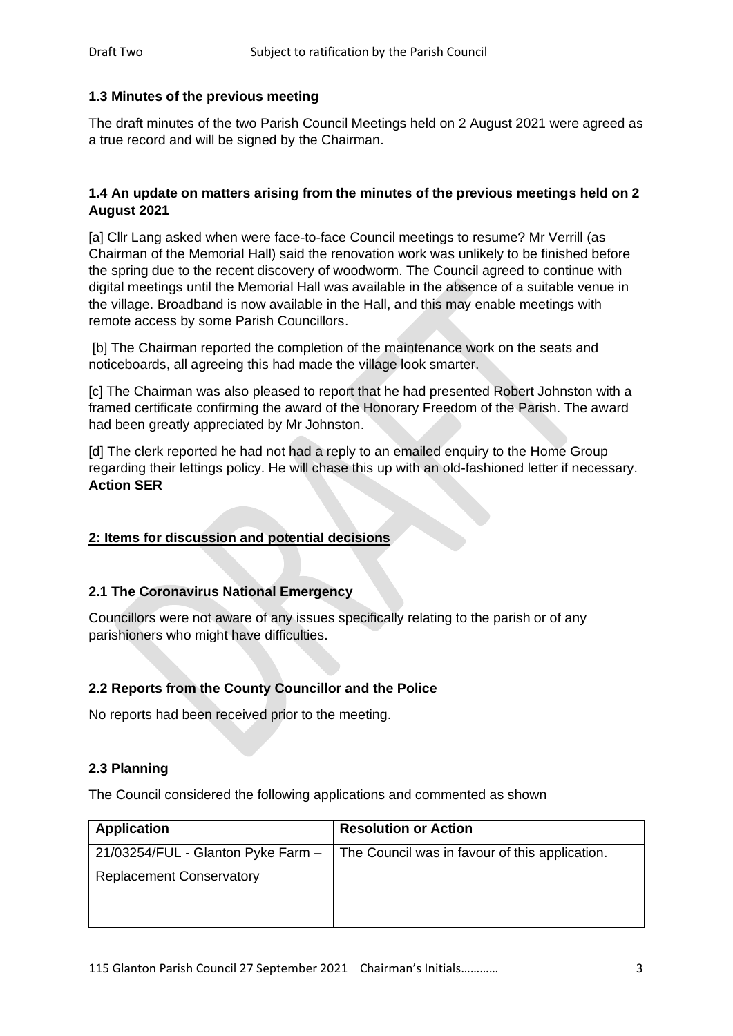### 1.3 Minutes of the previous meeting

The draft minutes of the two Parish Council Meetings held on 2 August 2021 were agreed as a true record and will be signed by the Chairman.

### 1.4 An update on matters arising from the minutes of the previous meetings held on 2 August 2021

[a] Cllr Lang asked when were face-to-face Council meetings to resume? Mr Verrill (as Chairman of the Memorial Hall) said the renovation work was unlikely to be finished before the spring due to the recent discovery of woodworm. The Council agreed to continue with digital meetings until the Memorial Hall was available in the absence of a suitable venue in the village. Broadband is now available in the Hall, and this may enable meetings with remote access by some Parish Councillors.

[b] The Chairman reported the completion of the maintenance work on the seats and noticeboards, all agreeing this had made the village look smarter.

[c] The Chairman was also pleased to report that he had presented Robert Johnston with a framed certificate confirming the award of the Honorary Freedom of the Parish. The award had been greatly appreciated by Mr Johnston.

[d] The clerk reported he had not had a reply to an emailed enquiry to the Home Group regarding their lettings policy. He will chase this up with an old-fashioned letter if necessary. **Action SER**

## 2: Items for discussion and potential decisions

### 2.1 The Coronavirus National Emergency

Councillors were not aware of any issues specifically relating to the parish or of any parishioners who might have difficulties.

### 2.2 Reports from the County Councillor and the Police

No reports had been received prior to the meeting.

### 2.3 Planning

The Council considered the following applications and commented as shown

| Application | Resolution or Action |
|---|---|
| 21/03254/FUL - Glanton Pyke Farm – Replacement Conservatory | The Council was in favour of this application. |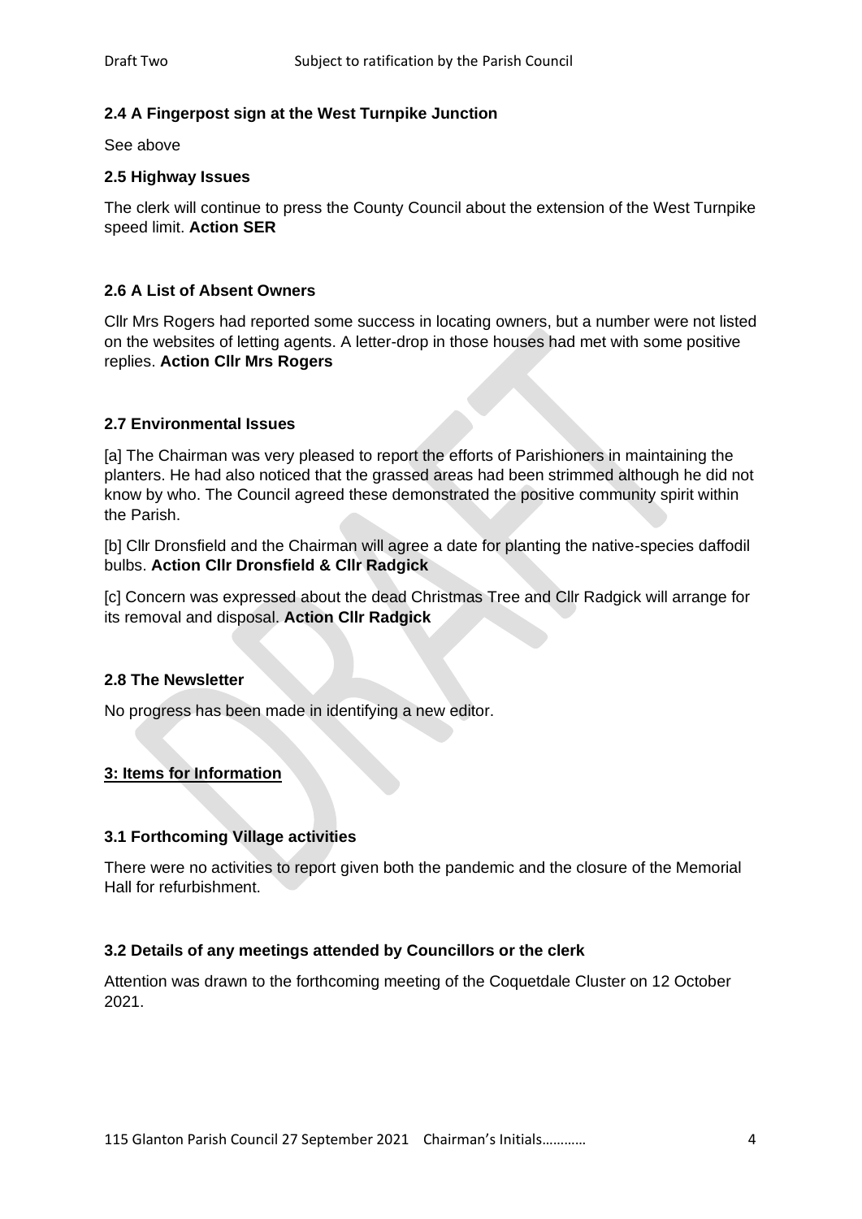**2.4 A Fingerpost sign at the West Turnpike Junction**

See above

**2.5 Highway Issues**

The clerk will continue to press the County Council about the extension of the West Turnpike speed limit. **Action SER**

**2.6 A List of Absent Owners**

Cllr Mrs Rogers had reported some success in locating owners, but a number were not listed on the websites of letting agents. A letter-drop in those houses had met with some positive replies. **Action Cllr Mrs Rogers**

**2.7 Environmental Issues**

[a] The Chairman was very pleased to report the efforts of Parishioners in maintaining the planters. He had also noticed that the grassed areas had been strimmed although he did not know by who. The Council agreed these demonstrated the positive community spirit within the Parish.

[b] Cllr Dronsfield and the Chairman will agree a date for planting the native-species daffodil bulbs. **Action Cllr Dronsfield & Cllr Radgick**

[c] Concern was expressed about the dead Christmas Tree and Cllr Radgick will arrange for its removal and disposal. **Action Cllr Radgick**

**2.8 The Newsletter**

No progress has been made in identifying a new editor.

**3: Items for Information**

**3.1 Forthcoming Village activities**

There were no activities to report given both the pandemic and the closure of the Memorial Hall for refurbishment.

**3.2 Details of any meetings attended by Councillors or the clerk**

Attention was drawn to the forthcoming meeting of the Coquetdale Cluster on 12 October 2021.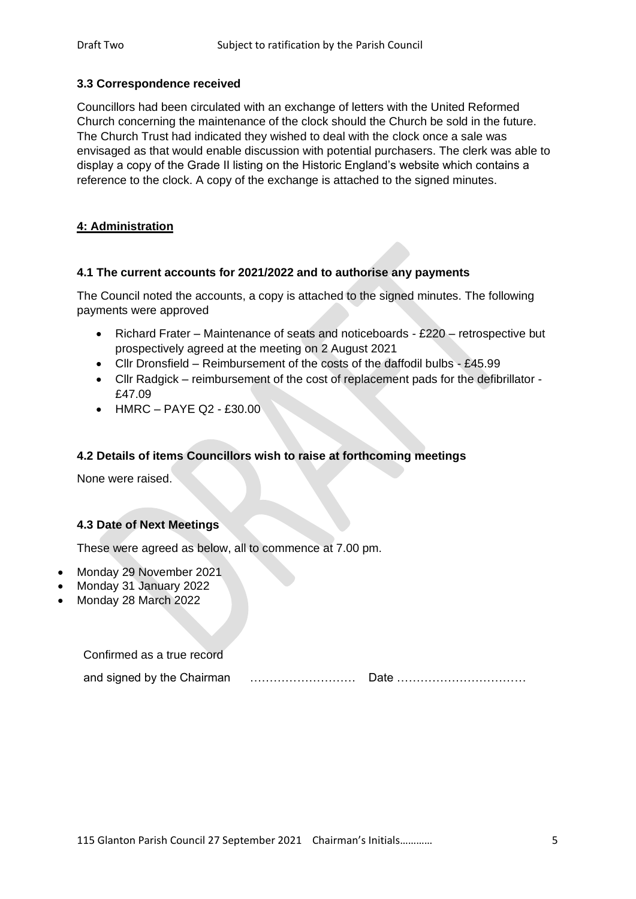### 3.3 Correspondence received

Councillors had been circulated with an exchange of letters with the United Reformed Church concerning the maintenance of the clock should the Church be sold in the future. The Church Trust had indicated they wished to deal with the clock once a sale was envisaged as that would enable discussion with potential purchasers. The clerk was able to display a copy of the Grade II listing on the Historic England's website which contains a reference to the clock. A copy of the exchange is attached to the signed minutes.

## 4: Administration

### 4.1 The current accounts for 2021/2022 and to authorise any payments

The Council noted the accounts, a copy is attached to the signed minutes. The following payments were approved

- Richard Frater – Maintenance of seats and noticeboards - £220 – retrospective but prospectively agreed at the meeting on 2 August 2021
- Cllr Dronsfield – Reimbursement of the costs of the daffodil bulbs - £45.99
- Cllr Radgick – reimbursement of the cost of replacement pads for the defibrillator - £47.09
- HMRC – PAYE Q2 - £30.00

### 4.2 Details of items Councillors wish to raise at forthcoming meetings

None were raised.

### 4.3 Date of Next Meetings

These were agreed as below, all to commence at 7.00 pm.

- Monday 29 November 2021
- Monday 31 January 2022
- Monday 28 March 2022

Confirmed as a true record

and signed by the Chairman ……………………… Date ……………………………